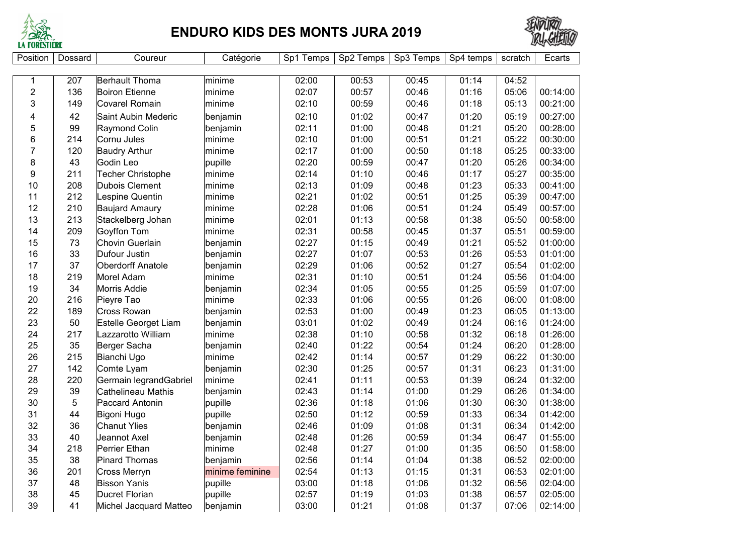# ENDURO KIDS DES MONTS JURA 2019

| Position | Dossard | Coureur | Catégorie | Sp1 Temps | Sp2 Temps | Sp3 Temps | Sp4 temps | scratch | Ecarts |
|---|---|---|---|---|---|---|---|---|---|
| 1 | 207 | Berhault Thoma | minime | 02:00 | 00:53 | 00:45 | 01:14 | 04:52 | |
| 2 | 136 | Boiron Etienne | minime | 02:07 | 00:57 | 00:46 | 01:16 | 05:06 | 00:14:00 |
| 3 | 149 | Covarel Romain | minime | 02:10 | 00:59 | 00:46 | 01:18 | 05:13 | 00:21:00 |
| 4 | 42 | Saint Aubin Mederic | benjamin | 02:10 | 01:02 | 00:47 | 01:20 | 05:19 | 00:27:00 |
| 5 | 99 | Raymond Colin | benjamin | 02:11 | 01:00 | 00:48 | 01:21 | 05:20 | 00:28:00 |
| 6 | 214 | Cornu Jules | minime | 02:10 | 01:00 | 00:51 | 01:21 | 05:22 | 00:30:00 |
| 7 | 120 | Baudry Arthur | minime | 02:17 | 01:00 | 00:50 | 01:18 | 05:25 | 00:33:00 |
| 8 | 43 | Godin Leo | pupille | 02:20 | 00:59 | 00:47 | 01:20 | 05:26 | 00:34:00 |
| 9 | 211 | Techer Christophe | minime | 02:14 | 01:10 | 00:46 | 01:17 | 05:27 | 00:35:00 |
| 10 | 208 | Dubois Clement | minime | 02:13 | 01:09 | 00:48 | 01:23 | 05:33 | 00:41:00 |
| 11 | 212 | Lespine Quentin | minime | 02:21 | 01:02 | 00:51 | 01:25 | 05:39 | 00:47:00 |
| 12 | 210 | Baujard Amaury | minime | 02:28 | 01:06 | 00:51 | 01:24 | 05:49 | 00:57:00 |
| 13 | 213 | Stackelberg Johan | minime | 02:01 | 01:13 | 00:58 | 01:38 | 05:50 | 00:58:00 |
| 14 | 209 | Goyffon Tom | minime | 02:31 | 00:58 | 00:45 | 01:37 | 05:51 | 00:59:00 |
| 15 | 73 | Chovin Guerlain | benjamin | 02:27 | 01:15 | 00:49 | 01:21 | 05:52 | 01:00:00 |
| 16 | 33 | Dufour Justin | benjamin | 02:27 | 01:07 | 00:53 | 01:26 | 05:53 | 01:01:00 |
| 17 | 37 | Oberdorff Anatole | benjamin | 02:29 | 01:06 | 00:52 | 01:27 | 05:54 | 01:02:00 |
| 18 | 219 | Morel Adam | minime | 02:31 | 01:10 | 00:51 | 01:24 | 05:56 | 01:04:00 |
| 19 | 34 | Morris Addie | benjamin | 02:34 | 01:05 | 00:55 | 01:25 | 05:59 | 01:07:00 |
| 20 | 216 | Pieyre Tao | minime | 02:33 | 01:06 | 00:55 | 01:26 | 06:00 | 01:08:00 |
| 22 | 189 | Cross Rowan | benjamin | 02:53 | 01:00 | 00:49 | 01:23 | 06:05 | 01:13:00 |
| 23 | 50 | Estelle Georget Liam | benjamin | 03:01 | 01:02 | 00:49 | 01:24 | 06:16 | 01:24:00 |
| 24 | 217 | Lazzarotto William | minime | 02:38 | 01:10 | 00:58 | 01:32 | 06:18 | 01:26:00 |
| 25 | 35 | Berger Sacha | benjamin | 02:40 | 01:22 | 00:54 | 01:24 | 06:20 | 01:28:00 |
| 26 | 215 | Bianchi Ugo | minime | 02:42 | 01:14 | 00:57 | 01:29 | 06:22 | 01:30:00 |
| 27 | 142 | Comte Lyam | benjamin | 02:30 | 01:25 | 00:57 | 01:31 | 06:23 | 01:31:00 |
| 28 | 220 | Germain legrandGabriel | minime | 02:41 | 01:11 | 00:53 | 01:39 | 06:24 | 01:32:00 |
| 29 | 39 | Cathelineau Mathis | benjamin | 02:43 | 01:14 | 01:00 | 01:29 | 06:26 | 01:34:00 |
| 30 | 5 | Paccard Antonin | pupille | 02:36 | 01:18 | 01:06 | 01:30 | 06:30 | 01:38:00 |
| 31 | 44 | Bigoni Hugo | pupille | 02:50 | 01:12 | 00:59 | 01:33 | 06:34 | 01:42:00 |
| 32 | 36 | Chanut Ylies | benjamin | 02:46 | 01:09 | 01:08 | 01:31 | 06:34 | 01:42:00 |
| 33 | 40 | Jeannot Axel | benjamin | 02:48 | 01:26 | 00:59 | 01:34 | 06:47 | 01:55:00 |
| 34 | 218 | Perrier Ethan | minime | 02:48 | 01:27 | 01:00 | 01:35 | 06:50 | 01:58:00 |
| 35 | 38 | Pinard Thomas | benjamin | 02:56 | 01:14 | 01:04 | 01:38 | 06:52 | 02:00:00 |
| 36 | 201 | Cross Merryn | minime feminine | 02:54 | 01:13 | 01:15 | 01:31 | 06:53 | 02:01:00 |
| 37 | 48 | Bisson Yanis | pupille | 03:00 | 01:18 | 01:06 | 01:32 | 06:56 | 02:04:00 |
| 38 | 45 | Ducret Florian | pupille | 02:57 | 01:19 | 01:03 | 01:38 | 06:57 | 02:05:00 |
| 39 | 41 | Michel Jacquard Matteo | benjamin | 03:00 | 01:21 | 01:08 | 01:37 | 07:06 | 02:14:00 |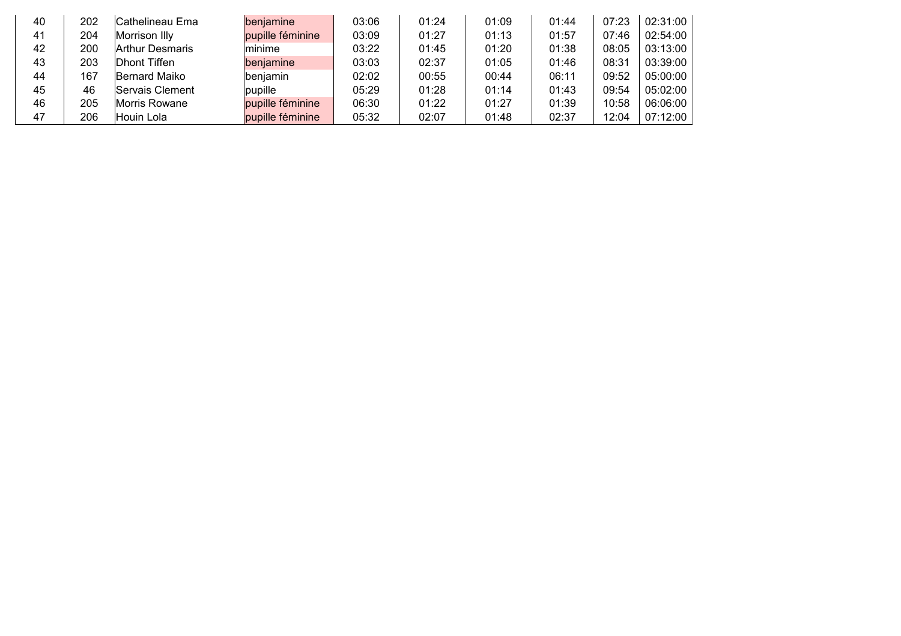| | | | | | | | | | |
|---|---|---|---|---|---|---|---|---|---|
| 40 | 202 | Cathelineau Ema | benjamine | 03:06 | 01:24 | 01:09 | 01:44 | 07:23 | 02:31:00 |
| 41 | 204 | Morrison Illy | pupille féminine | 03:09 | 01:27 | 01:13 | 01:57 | 07:46 | 02:54:00 |
| 42 | 200 | Arthur Desmaris | minime | 03:22 | 01:45 | 01:20 | 01:38 | 08:05 | 03:13:00 |
| 43 | 203 | Dhont Tiffen | benjamine | 03:03 | 02:37 | 01:05 | 01:46 | 08:31 | 03:39:00 |
| 44 | 167 | Bernard Maiko | benjamin | 02:02 | 00:55 | 00:44 | 06:11 | 09:52 | 05:00:00 |
| 45 | 46 | Servais Clement | pupille | 05:29 | 01:28 | 01:14 | 01:43 | 09:54 | 05:02:00 |
| 46 | 205 | Morris Rowane | pupille féminine | 06:30 | 01:22 | 01:27 | 01:39 | 10:58 | 06:06:00 |
| 47 | 206 | Houin Lola | pupille féminine | 05:32 | 02:07 | 01:48 | 02:37 | 12:04 | 07:12:00 |